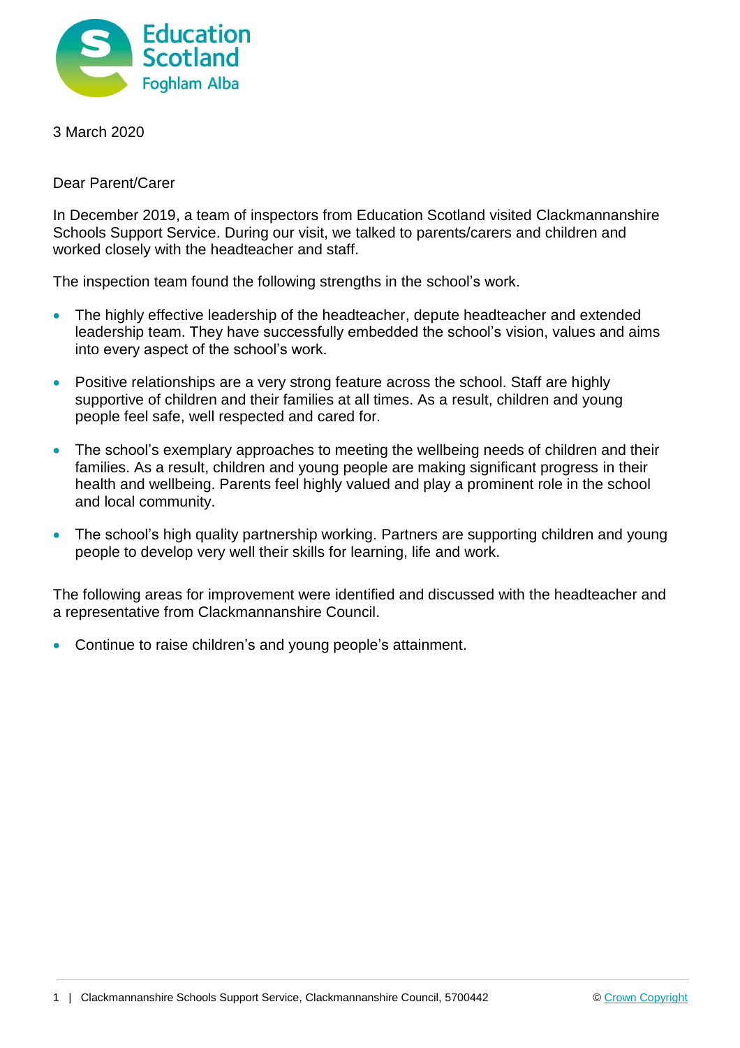Education Scotland
Foghlam Alba

3 March 2020

Dear Parent/Carer

In December 2019, a team of inspectors from Education Scotland visited Clackmannanshire Schools Support Service. During our visit, we talked to parents/carers and children and worked closely with the headteacher and staff.

The inspection team found the following strengths in the school's work.

- The highly effective leadership of the headteacher, depute headteacher and extended leadership team. They have successfully embedded the school's vision, values and aims into every aspect of the school's work.
- Positive relationships are a very strong feature across the school. Staff are highly supportive of children and their families at all times. As a result, children and young people feel safe, well respected and cared for.
- The school's exemplary approaches to meeting the wellbeing needs of children and their families. As a result, children and young people are making significant progress in their health and wellbeing. Parents feel highly valued and play a prominent role in the school and local community.
- The school's high quality partnership working. Partners are supporting children and young people to develop very well their skills for learning, life and work.

The following areas for improvement were identified and discussed with the headteacher and a representative from Clackmannanshire Council.

- Continue to raise children's and young people's attainment.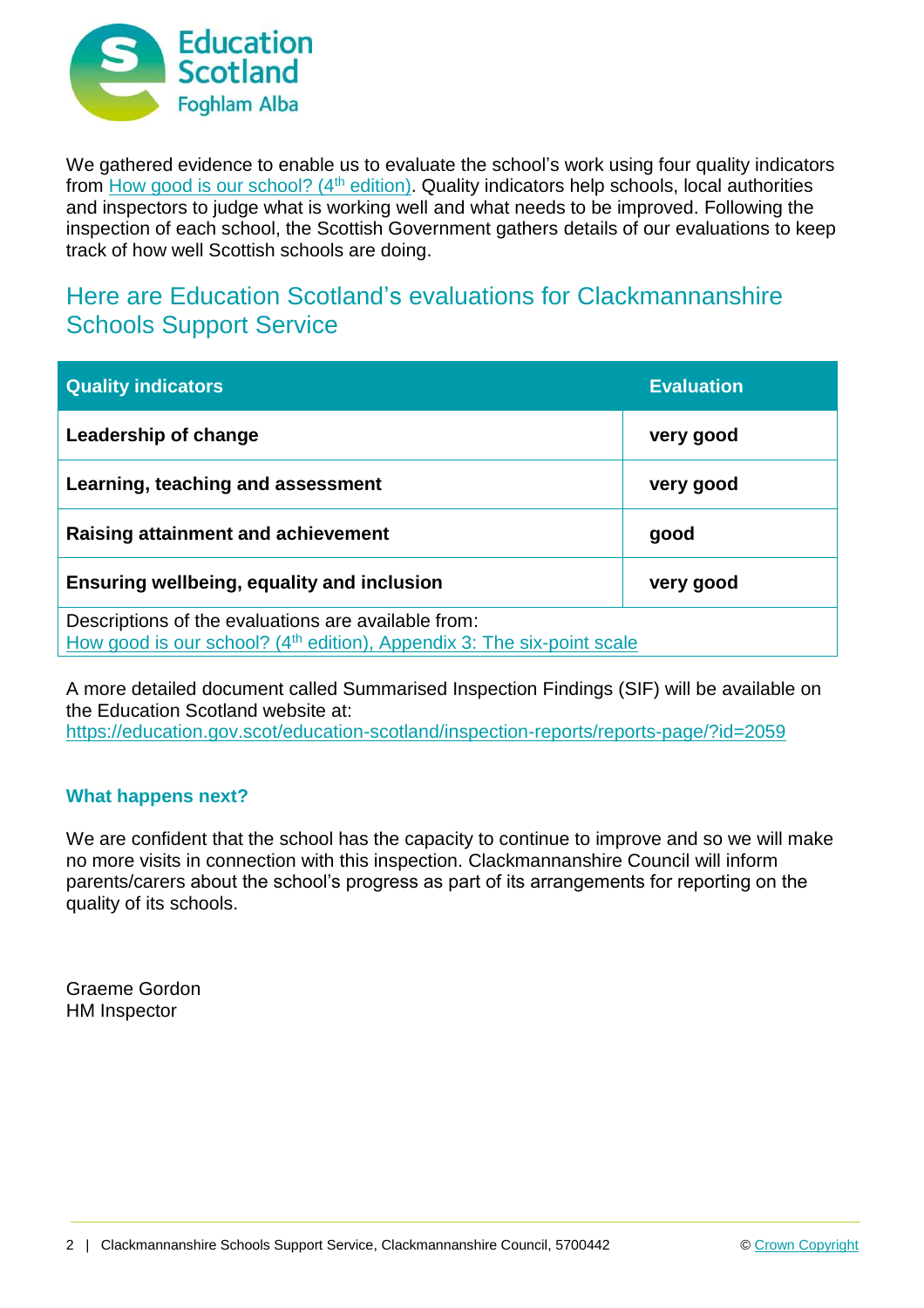We gathered evidence to enable us to evaluate the school's work using four quality indicators from How good is our school? (4th edition). Quality indicators help schools, local authorities and inspectors to judge what is working well and what needs to be improved. Following the inspection of each school, the Scottish Government gathers details of our evaluations to keep track of how well Scottish schools are doing.

## Here are Education Scotland's evaluations for Clackmannanshire Schools Support Service

| Quality indicators | Evaluation |
|---|---|
| **Leadership of change** | **very good** |
| **Learning, teaching and assessment** | **very good** |
| **Raising attainment and achievement** | **good** |
| **Ensuring wellbeing, equality and inclusion** | **very good** |
| Descriptions of the evaluations are available from: How good is our school? (4th edition), Appendix 3: The six-point scale | |

A more detailed document called Summarised Inspection Findings (SIF) will be available on the Education Scotland website at: https://education.gov.scot/education-scotland/inspection-reports/reports-page/?id=2059

### What happens next?

We are confident that the school has the capacity to continue to improve and so we will make no more visits in connection with this inspection. Clackmannanshire Council will inform parents/carers about the school's progress as part of its arrangements for reporting on the quality of its schools.

Graeme Gordon
HM Inspector